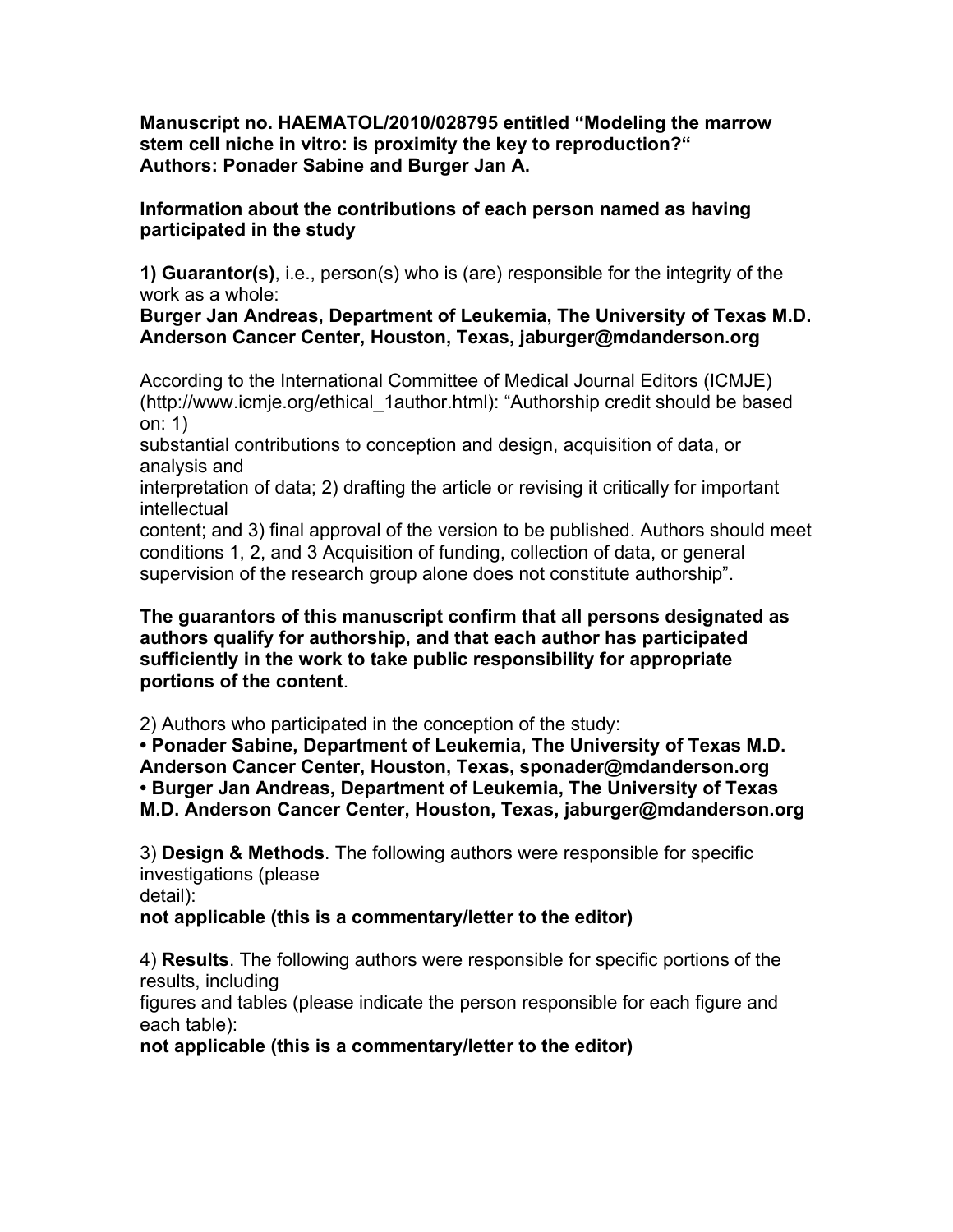**Manuscript no. HAEMATOL/2010/028795 entitled "Modeling the marrow stem cell niche in vitro: is proximity the key to reproduction?" Authors: Ponader Sabine and Burger Jan A.**

**Information about the contributions of each person named as having participated in the study**

**1) Guarantor(s)**, i.e., person(s) who is (are) responsible for the integrity of the work as a whole:
**Burger Jan Andreas, Department of Leukemia, The University of Texas M.D. Anderson Cancer Center, Houston, Texas, jaburger@mdanderson.org**

According to the International Committee of Medical Journal Editors (ICMJE) (http://www.icmje.org/ethical_1author.html): "Authorship credit should be based on: 1) substantial contributions to conception and design, acquisition of data, or analysis and interpretation of data; 2) drafting the article or revising it critically for important intellectual content; and 3) final approval of the version to be published. Authors should meet conditions 1, 2, and 3 Acquisition of funding, collection of data, or general supervision of the research group alone does not constitute authorship".

**The guarantors of this manuscript confirm that all persons designated as authors qualify for authorship, and that each author has participated sufficiently in the work to take public responsibility for appropriate portions of the content**.

2) Authors who participated in the conception of the study:

- **Ponader Sabine, Department of Leukemia, The University of Texas M.D. Anderson Cancer Center, Houston, Texas, sponader@mdanderson.org**
- **Burger Jan Andreas, Department of Leukemia, The University of Texas M.D. Anderson Cancer Center, Houston, Texas, jaburger@mdanderson.org**

3) **Design & Methods**. The following authors were responsible for specific investigations (please detail):
**not applicable (this is a commentary/letter to the editor)**

4) **Results**. The following authors were responsible for specific portions of the results, including figures and tables (please indicate the person responsible for each figure and each table):
**not applicable (this is a commentary/letter to the editor)**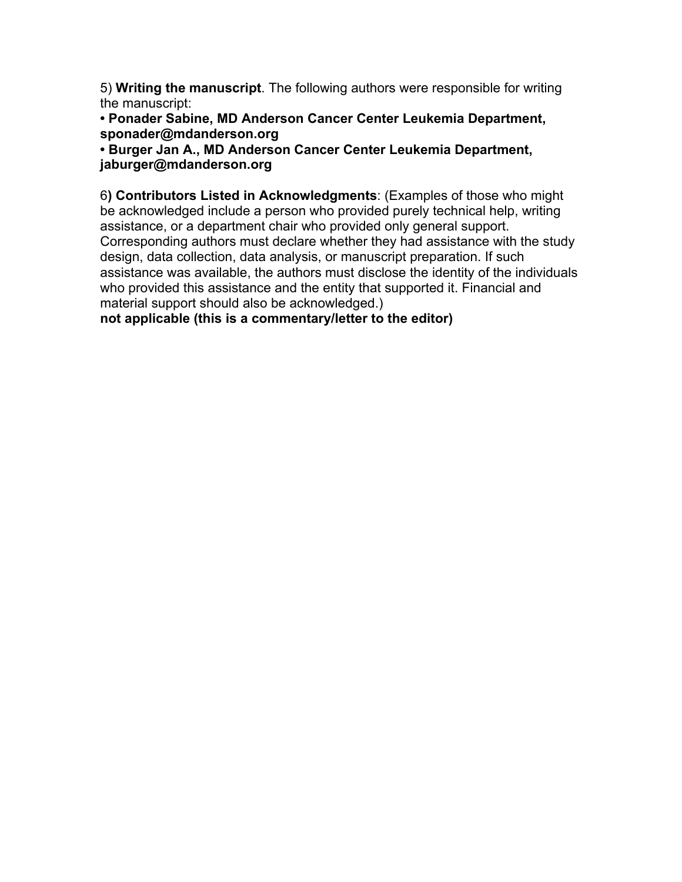5) **Writing the manuscript**. The following authors were responsible for writing the manuscript:

- **Ponader Sabine, MD Anderson Cancer Center Leukemia Department, sponader@mdanderson.org**
- **Burger Jan A., MD Anderson Cancer Center Leukemia Department, jaburger@mdanderson.org**

6**) Contributors Listed in Acknowledgments**: (Examples of those who might be acknowledged include a person who provided purely technical help, writing assistance, or a department chair who provided only general support. Corresponding authors must declare whether they had assistance with the study design, data collection, data analysis, or manuscript preparation. If such assistance was available, the authors must disclose the identity of the individuals who provided this assistance and the entity that supported it. Financial and material support should also be acknowledged.)

**not applicable (this is a commentary/letter to the editor)**